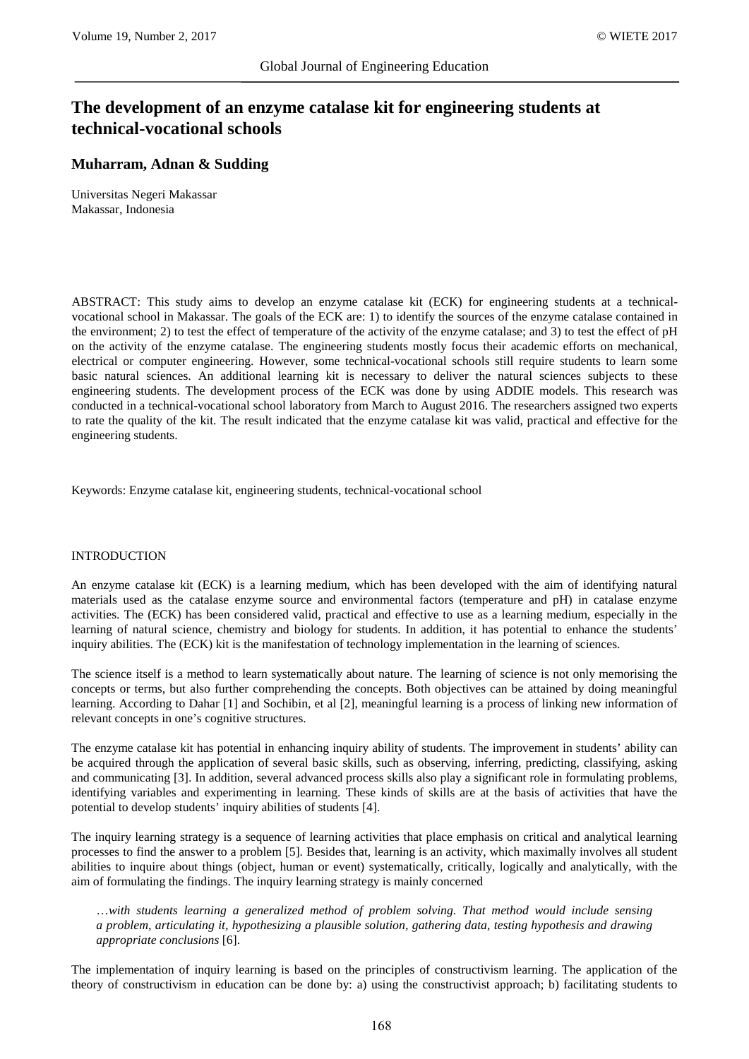# The development of an enzyme catalase kit for engineering students at technical-vocational schools

**Muharram, Adnan & Sudding**

Universitas Negeri Makassar
Makassar, Indonesia

ABSTRACT: This study aims to develop an enzyme catalase kit (ECK) for engineering students at a technical-vocational school in Makassar. The goals of the ECK are: 1) to identify the sources of the enzyme catalase contained in the environment; 2) to test the effect of temperature of the activity of the enzyme catalase; and 3) to test the effect of pH on the activity of the enzyme catalase. The engineering students mostly focus their academic efforts on mechanical, electrical or computer engineering. However, some technical-vocational schools still require students to learn some basic natural sciences. An additional learning kit is necessary to deliver the natural sciences subjects to these engineering students. The development process of the ECK was done by using ADDIE models. This research was conducted in a technical-vocational school laboratory from March to August 2016. The researchers assigned two experts to rate the quality of the kit. The result indicated that the enzyme catalase kit was valid, practical and effective for the engineering students.

Keywords: Enzyme catalase kit, engineering students, technical-vocational school

## INTRODUCTION

An enzyme catalase kit (ECK) is a learning medium, which has been developed with the aim of identifying natural materials used as the catalase enzyme source and environmental factors (temperature and pH) in catalase enzyme activities. The (ECK) has been considered valid, practical and effective to use as a learning medium, especially in the learning of natural science, chemistry and biology for students. In addition, it has potential to enhance the students' inquiry abilities. The (ECK) kit is the manifestation of technology implementation in the learning of sciences.

The science itself is a method to learn systematically about nature. The learning of science is not only memorising the concepts or terms, but also further comprehending the concepts. Both objectives can be attained by doing meaningful learning. According to Dahar [1] and Sochibin, et al [2], meaningful learning is a process of linking new information of relevant concepts in one's cognitive structures.

The enzyme catalase kit has potential in enhancing inquiry ability of students. The improvement in students' ability can be acquired through the application of several basic skills, such as observing, inferring, predicting, classifying, asking and communicating [3]. In addition, several advanced process skills also play a significant role in formulating problems, identifying variables and experimenting in learning. These kinds of skills are at the basis of activities that have the potential to develop students' inquiry abilities of students [4].

The inquiry learning strategy is a sequence of learning activities that place emphasis on critical and analytical learning processes to find the answer to a problem [5]. Besides that, learning is an activity, which maximally involves all student abilities to inquire about things (object, human or event) systematically, critically, logically and analytically, with the aim of formulating the findings. The inquiry learning strategy is mainly concerned

> *…with students learning a generalized method of problem solving. That method would include sensing a problem, articulating it, hypothesizing a plausible solution, gathering data, testing hypothesis and drawing appropriate conclusions* [6].

The implementation of inquiry learning is based on the principles of constructivism learning. The application of the theory of constructivism in education can be done by: a) using the constructivist approach; b) facilitating students to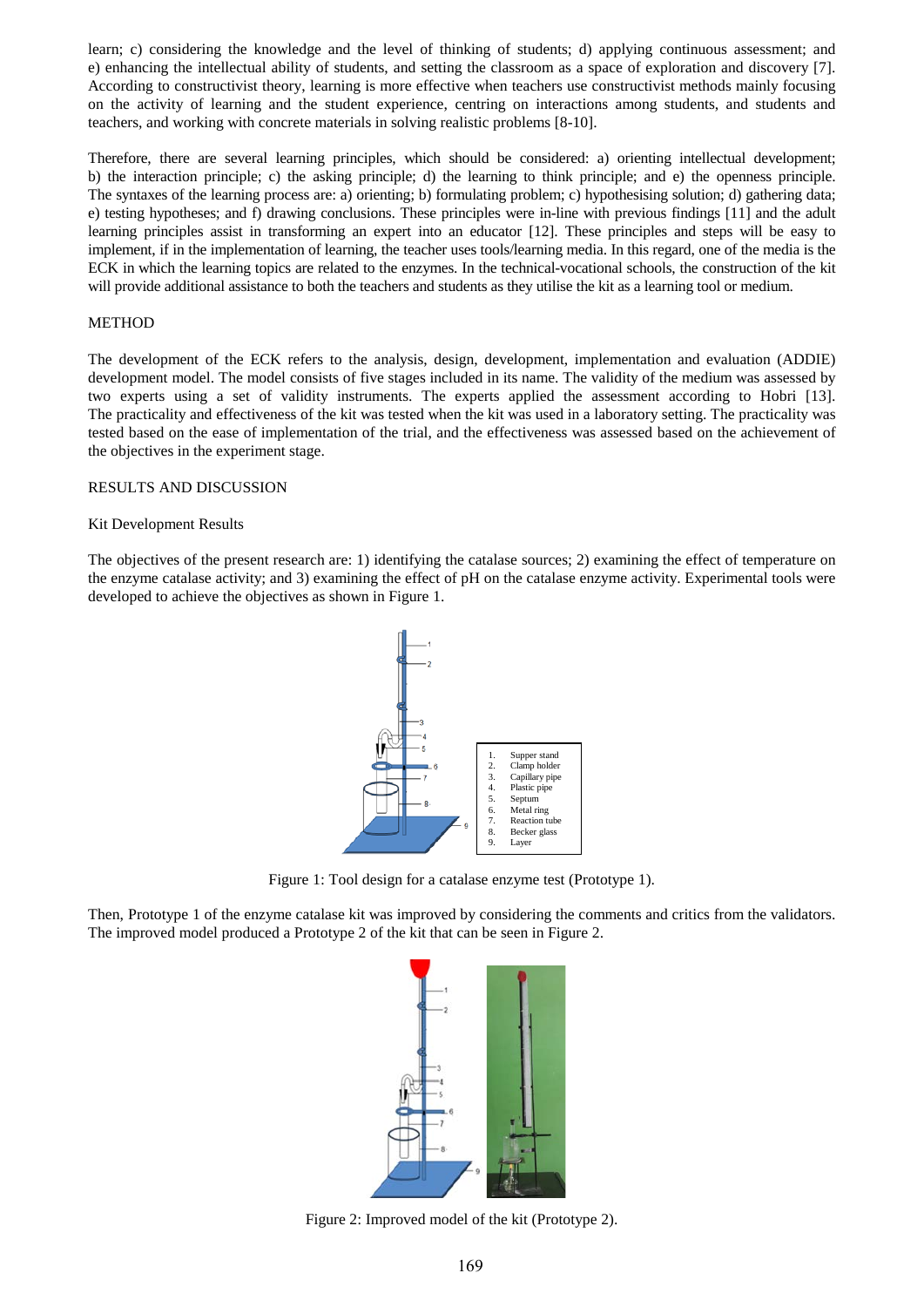learn; c) considering the knowledge and the level of thinking of students; d) applying continuous assessment; and e) enhancing the intellectual ability of students, and setting the classroom as a space of exploration and discovery [7]. According to constructivist theory, learning is more effective when teachers use constructivist methods mainly focusing on the activity of learning and the student experience, centring on interactions among students, and students and teachers, and working with concrete materials in solving realistic problems [8-10].

Therefore, there are several learning principles, which should be considered: a) orienting intellectual development; b) the interaction principle; c) the asking principle; d) the learning to think principle; and e) the openness principle. The syntaxes of the learning process are: a) orienting; b) formulating problem; c) hypothesising solution; d) gathering data; e) testing hypotheses; and f) drawing conclusions. These principles were in-line with previous findings [11] and the adult learning principles assist in transforming an expert into an educator [12]. These principles and steps will be easy to implement, if in the implementation of learning, the teacher uses tools/learning media. In this regard, one of the media is the ECK in which the learning topics are related to the enzymes. In the technical-vocational schools, the construction of the kit will provide additional assistance to both the teachers and students as they utilise the kit as a learning tool or medium.

## METHOD

The development of the ECK refers to the analysis, design, development, implementation and evaluation (ADDIE) development model. The model consists of five stages included in its name. The validity of the medium was assessed by two experts using a set of validity instruments. The experts applied the assessment according to Hobri [13]. The practicality and effectiveness of the kit was tested when the kit was used in a laboratory setting. The practicality was tested based on the ease of implementation of the trial, and the effectiveness was assessed based on the achievement of the objectives in the experiment stage.

## RESULTS AND DISCUSSION

### Kit Development Results

The objectives of the present research are: 1) identifying the catalase sources; 2) examining the effect of temperature on the enzyme catalase activity; and 3) examining the effect of pH on the catalase enzyme activity. Experimental tools were developed to achieve the objectives as shown in Figure 1.

1. Supper stand
2. Clamp holder
3. Capillary pipe
4. Plastic pipe
5. Septum
6. Metal ring
7. Reaction tube
8. Becker glass
9. Layer

Figure 1: Tool design for a catalase enzyme test (Prototype 1).

Then, Prototype 1 of the enzyme catalase kit was improved by considering the comments and critics from the validators. The improved model produced a Prototype 2 of the kit that can be seen in Figure 2.

Figure 2: Improved model of the kit (Prototype 2).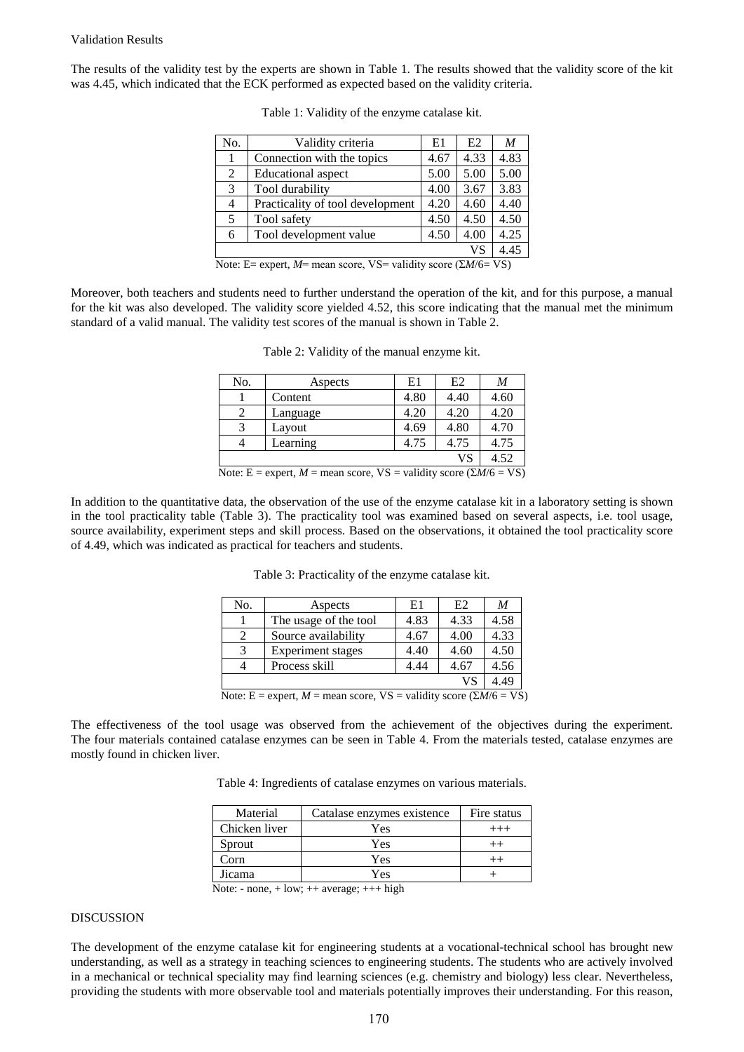Validation Results

The results of the validity test by the experts are shown in Table 1. The results showed that the validity score of the kit was 4.45, which indicated that the ECK performed as expected based on the validity criteria.

Table 1: Validity of the enzyme catalase kit.

| No. | Validity criteria | E1 | E2 | *M* |
|---|---|---|---|---|
| 1 | Connection with the topics | 4.67 | 4.33 | 4.83 |
| 2 | Educational aspect | 5.00 | 5.00 | 5.00 |
| 3 | Tool durability | 4.00 | 3.67 | 3.83 |
| 4 | Practicality of tool development | 4.20 | 4.60 | 4.40 |
| 5 | Tool safety | 4.50 | 4.50 | 4.50 |
| 6 | Tool development value | 4.50 | 4.00 | 4.25 |
| | | | VS | 4.45 |

Note: E= expert, *M*= mean score, VS= validity score ($\Sigma M/6$= VS)

Moreover, both teachers and students need to further understand the operation of the kit, and for this purpose, a manual for the kit was also developed. The validity score yielded 4.52, this score indicating that the manual met the minimum standard of a valid manual. The validity test scores of the manual is shown in Table 2.

Table 2: Validity of the manual enzyme kit.

| No. | Aspects | E1 | E2 | *M* |
|---|---|---|---|---|
| 1 | Content | 4.80 | 4.40 | 4.60 |
| 2 | Language | 4.20 | 4.20 | 4.20 |
| 3 | Layout | 4.69 | 4.80 | 4.70 |
| 4 | Learning | 4.75 | 4.75 | 4.75 |
| | | | VS | 4.52 |

Note: E = expert, *M* = mean score, VS = validity score ($\Sigma M/6$ = VS)

In addition to the quantitative data, the observation of the use of the enzyme catalase kit in a laboratory setting is shown in the tool practicality table (Table 3). The practicality tool was examined based on several aspects, i.e. tool usage, source availability, experiment steps and skill process. Based on the observations, it obtained the tool practicality score of 4.49, which was indicated as practical for teachers and students.

Table 3: Practicality of the enzyme catalase kit.

| No. | Aspects | E1 | E2 | *M* |
|---|---|---|---|---|
| 1 | The usage of the tool | 4.83 | 4.33 | 4.58 |
| 2 | Source availability | 4.67 | 4.00 | 4.33 |
| 3 | Experiment stages | 4.40 | 4.60 | 4.50 |
| 4 | Process skill | 4.44 | 4.67 | 4.56 |
| | | | VS | 4.49 |

Note: E = expert, *M* = mean score, VS = validity score ($\Sigma M/6$ = VS)

The effectiveness of the tool usage was observed from the achievement of the objectives during the experiment. The four materials contained catalase enzymes can be seen in Table 4. From the materials tested, catalase enzymes are mostly found in chicken liver.

Table 4: Ingredients of catalase enzymes on various materials.

| Material | Catalase enzymes existence | Fire status |
|---|---|---|
| Chicken liver | Yes | +++ |
| Sprout | Yes | ++ |
| Corn | Yes | ++ |
| Jicama | Yes | + |

Note: - none, + low; ++ average; +++ high

## DISCUSSION

The development of the enzyme catalase kit for engineering students at a vocational-technical school has brought new understanding, as well as a strategy in teaching sciences to engineering students. The students who are actively involved in a mechanical or technical speciality may find learning sciences (e.g. chemistry and biology) less clear. Nevertheless, providing the students with more observable tool and materials potentially improves their understanding. For this reason,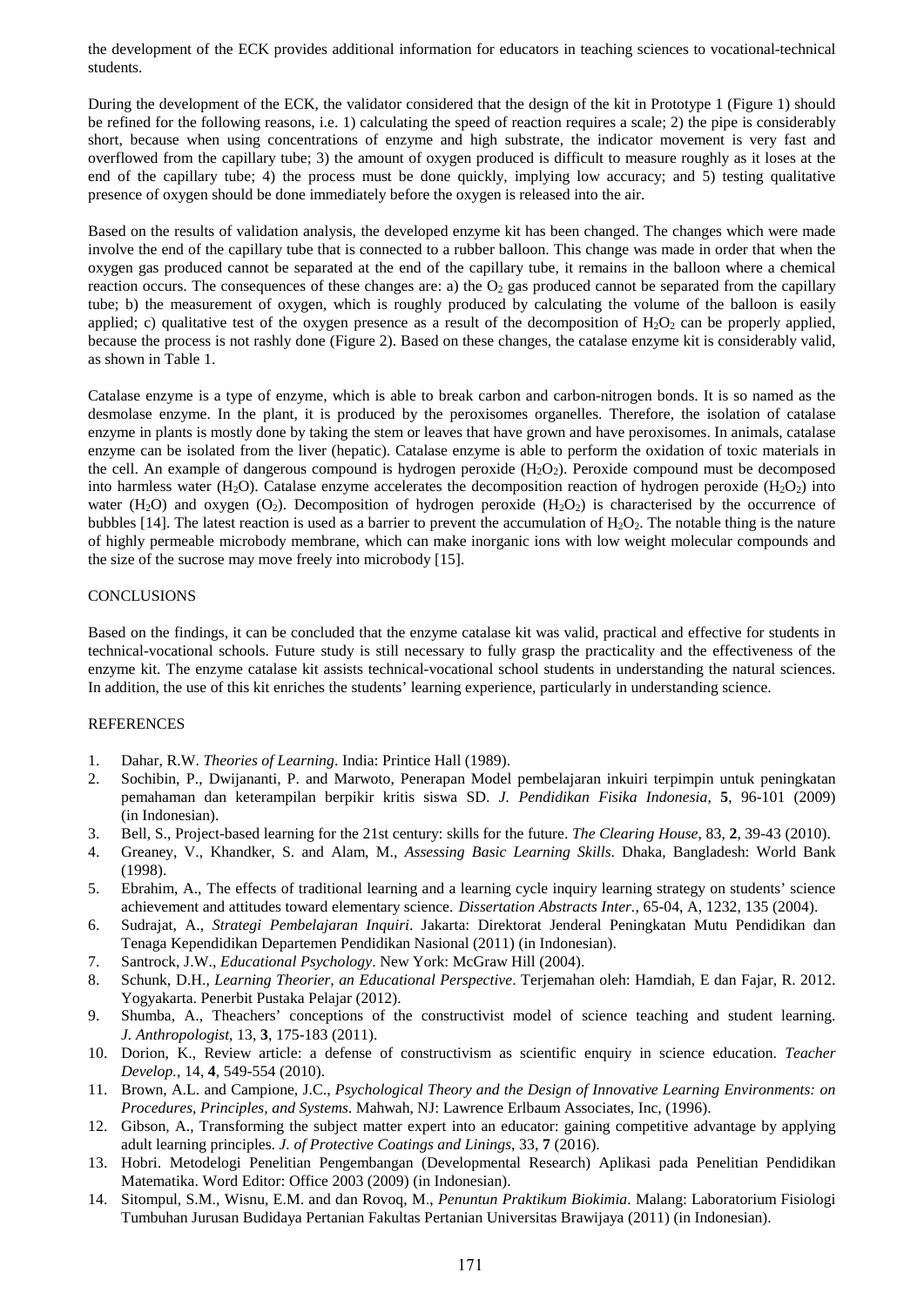the development of the ECK provides additional information for educators in teaching sciences to vocational-technical students.

During the development of the ECK, the validator considered that the design of the kit in Prototype 1 (Figure 1) should be refined for the following reasons, i.e. 1) calculating the speed of reaction requires a scale; 2) the pipe is considerably short, because when using concentrations of enzyme and high substrate, the indicator movement is very fast and overflowed from the capillary tube; 3) the amount of oxygen produced is difficult to measure roughly as it loses at the end of the capillary tube; 4) the process must be done quickly, implying low accuracy; and 5) testing qualitative presence of oxygen should be done immediately before the oxygen is released into the air.

Based on the results of validation analysis, the developed enzyme kit has been changed. The changes which were made involve the end of the capillary tube that is connected to a rubber balloon. This change was made in order that when the oxygen gas produced cannot be separated at the end of the capillary tube, it remains in the balloon where a chemical reaction occurs. The consequences of these changes are: a) the $O_2$ gas produced cannot be separated from the capillary tube; b) the measurement of oxygen, which is roughly produced by calculating the volume of the balloon is easily applied; c) qualitative test of the oxygen presence as a result of the decomposition of $H_2O_2$ can be properly applied, because the process is not rashly done (Figure 2). Based on these changes, the catalase enzyme kit is considerably valid, as shown in Table 1.

Catalase enzyme is a type of enzyme, which is able to break carbon and carbon-nitrogen bonds. It is so named as the desmolase enzyme. In the plant, it is produced by the peroxisomes organelles. Therefore, the isolation of catalase enzyme in plants is mostly done by taking the stem or leaves that have grown and have peroxisomes. In animals, catalase enzyme can be isolated from the liver (hepatic). Catalase enzyme is able to perform the oxidation of toxic materials in the cell. An example of dangerous compound is hydrogen peroxide ($H_2O_2$). Peroxide compound must be decomposed into harmless water ($H_2O$). Catalase enzyme accelerates the decomposition reaction of hydrogen peroxide ($H_2O_2$) into water ($H_2O$) and oxygen ($O_2$). Decomposition of hydrogen peroxide ($H_2O_2$) is characterised by the occurrence of bubbles [14]. The latest reaction is used as a barrier to prevent the accumulation of $H_2O_2$. The notable thing is the nature of highly permeable microbody membrane, which can make inorganic ions with low weight molecular compounds and the size of the sucrose may move freely into microbody [15].

## CONCLUSIONS

Based on the findings, it can be concluded that the enzyme catalase kit was valid, practical and effective for students in technical-vocational schools. Future study is still necessary to fully grasp the practicality and the effectiveness of the enzyme kit. The enzyme catalase kit assists technical-vocational school students in understanding the natural sciences. In addition, the use of this kit enriches the students' learning experience, particularly in understanding science.

## REFERENCES

1. Dahar, R.W. *Theories of Learning*. India: Printice Hall (1989).
2. Sochibin, P., Dwijananti, P. and Marwoto, Penerapan Model pembelajaran inkuiri terpimpin untuk peningkatan pemahaman dan keterampilan berpikir kritis siswa SD. *J. Pendidikan Fisika Indonesia*, **5**, 96-101 (2009) (in Indonesian).
3. Bell, S., Project-based learning for the 21st century: skills for the future. *The Clearing House*, 83, **2**, 39-43 (2010).
4. Greaney, V., Khandker, S. and Alam, M., *Assessing Basic Learning Skills*. Dhaka, Bangladesh: World Bank (1998).
5. Ebrahim, A., The effects of traditional learning and a learning cycle inquiry learning strategy on students' science achievement and attitudes toward elementary science. *Dissertation Abstracts Inter.*, 65-04, A, 1232, 135 (2004).
6. Sudrajat, A., *Strategi Pembelajaran Inquiri*. Jakarta: Direktorat Jenderal Peningkatan Mutu Pendidikan dan Tenaga Kependidikan Departemen Pendidikan Nasional (2011) (in Indonesian).
7. Santrock, J.W., *Educational Psychology*. New York: McGraw Hill (2004).
8. Schunk, D.H., *Learning Theorier, an Educational Perspective*. Terjemahan oleh: Hamdiah, E dan Fajar, R. 2012. Yogyakarta. Penerbit Pustaka Pelajar (2012).
9. Shumba, A., Theachers' conceptions of the constructivist model of science teaching and student learning. *J. Anthropologist*, 13, **3**, 175-183 (2011).
10. Dorion, K., Review article: a defense of constructivism as scientific enquiry in science education. *Teacher Develop.*, 14, **4**, 549-554 (2010).
11. Brown, A.L. and Campione, J.C., *Psychological Theory and the Design of Innovative Learning Environments: on Procedures, Principles, and Systems*. Mahwah, NJ: Lawrence Erlbaum Associates, Inc, (1996).
12. Gibson, A., Transforming the subject matter expert into an educator: gaining competitive advantage by applying adult learning principles. *J. of Protective Coatings and Linings*, 33, **7** (2016).
13. Hobri. Metodelogi Penelitian Pengembangan (Developmental Research) Aplikasi pada Penelitian Pendidikan Matematika. Word Editor: Office 2003 (2009) (in Indonesian).
14. Sitompul, S.M., Wisnu, E.M. and dan Rovoq, M., *Penuntun Praktikum Biokimia*. Malang: Laboratorium Fisiologi Tumbuhan Jurusan Budidaya Pertanian Fakultas Pertanian Universitas Brawijaya (2011) (in Indonesian).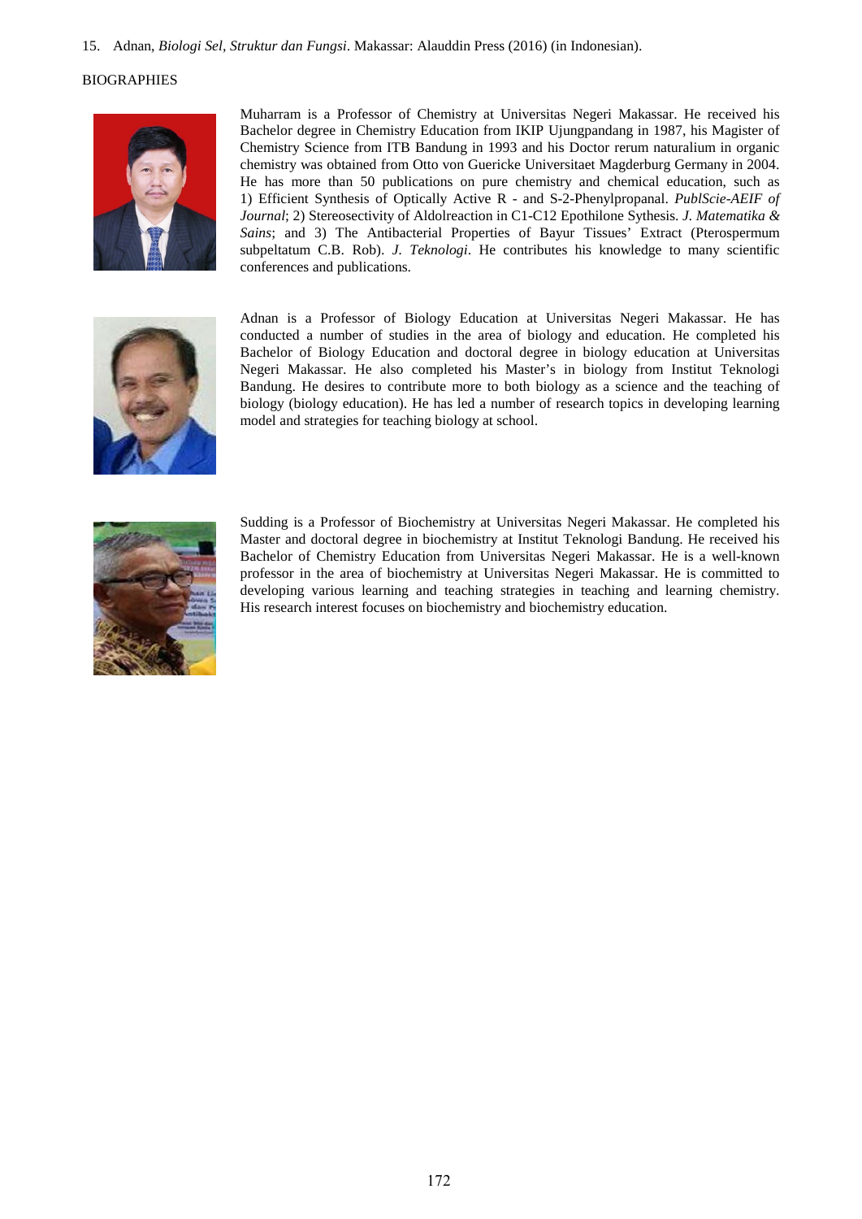15. Adnan, *Biologi Sel, Struktur dan Fungsi*. Makassar: Alauddin Press (2016) (in Indonesian).

BIOGRAPHIES

Muharram is a Professor of Chemistry at Universitas Negeri Makassar. He received his Bachelor degree in Chemistry Education from IKIP Ujungpandang in 1987, his Magister of Chemistry Science from ITB Bandung in 1993 and his Doctor rerum naturalium in organic chemistry was obtained from Otto von Guericke Universitaet Magderburg Germany in 2004. He has more than 50 publications on pure chemistry and chemical education, such as 1) Efficient Synthesis of Optically Active R - and S-2-Phenylpropanal. *PublScie-AEIF of Journal*; 2) Stereosectivity of Aldolreaction in C1-C12 Epothilone Sythesis. *J. Matematika & Sains*; and 3) The Antibacterial Properties of Bayur Tissues' Extract (Pterospermum subpeltatum C.B. Rob). *J. Teknologi*. He contributes his knowledge to many scientific conferences and publications.

Adnan is a Professor of Biology Education at Universitas Negeri Makassar. He has conducted a number of studies in the area of biology and education. He completed his Bachelor of Biology Education and doctoral degree in biology education at Universitas Negeri Makassar. He also completed his Master's in biology from Institut Teknologi Bandung. He desires to contribute more to both biology as a science and the teaching of biology (biology education). He has led a number of research topics in developing learning model and strategies for teaching biology at school.

Sudding is a Professor of Biochemistry at Universitas Negeri Makassar. He completed his Master and doctoral degree in biochemistry at Institut Teknologi Bandung. He received his Bachelor of Chemistry Education from Universitas Negeri Makassar. He is a well-known professor in the area of biochemistry at Universitas Negeri Makassar. He is committed to developing various learning and teaching strategies in teaching and learning chemistry. His research interest focuses on biochemistry and biochemistry education.